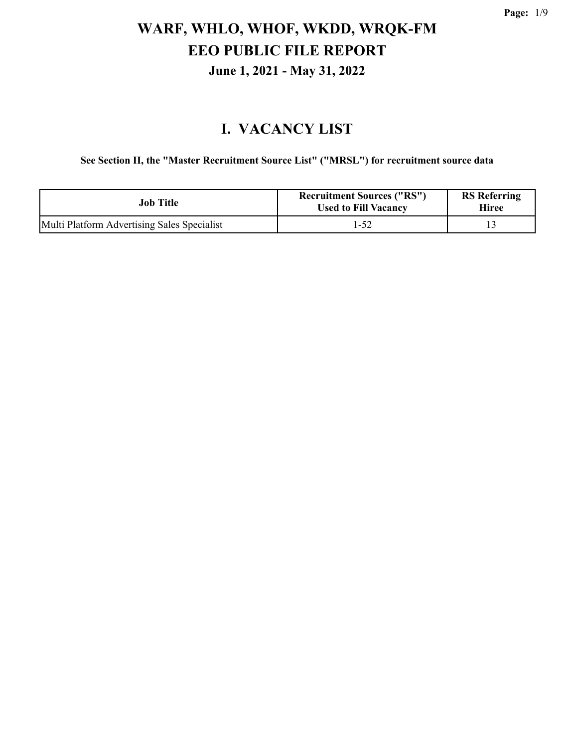# WARF, WHLO, WHOF, WKDD, WRQK-FM
# EEO PUBLIC FILE REPORT
### June 1, 2021 - May 31, 2022

## I. VACANCY LIST

**See Section II, the "Master Recruitment Source List" ("MRSL") for recruitment source data**

| Job Title | Recruitment Sources ("RS") Used to Fill Vacancy | RS Referring Hiree |
|---|---|---|
| Multi Platform Advertising Sales Specialist | 1-52 | 13 |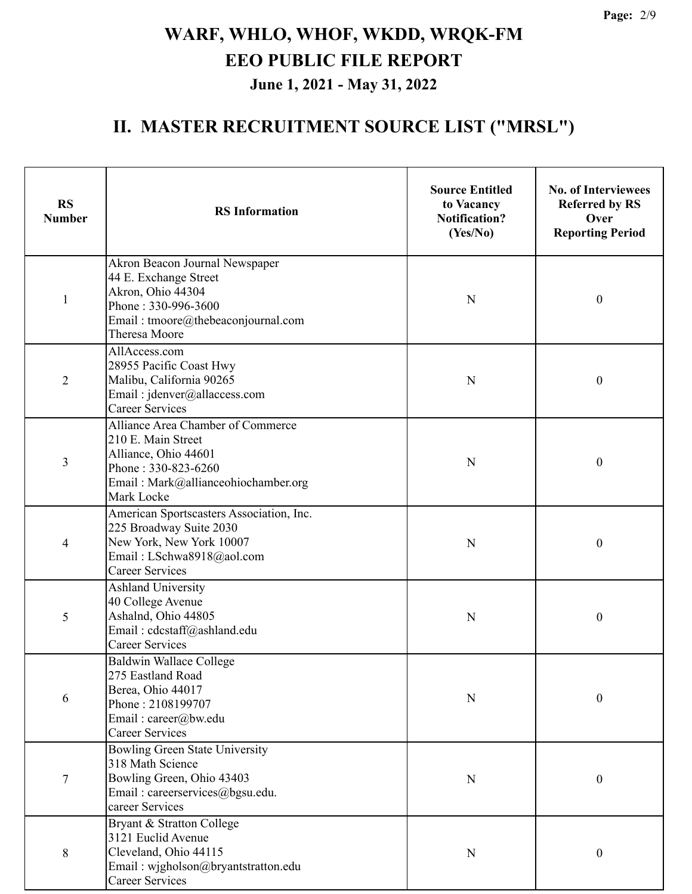# WARF, WHLO, WHOF, WKDD, WRQK-FM

## EEO PUBLIC FILE REPORT

### June 1, 2021 - May 31, 2022

## II. MASTER RECRUITMENT SOURCE LIST ("MRSL")

| RS Number | RS Information | Source Entitled to Vacancy Notification? (Yes/No) | No. of Interviewees Referred by RS Over Reporting Period |
|---|---|---|---|
| 1 | Akron Beacon Journal Newspaper<br>44 E. Exchange Street<br>Akron, Ohio 44304<br>Phone : 330-996-3600<br>Email : tmoore@thebeaconjournal.com<br>Theresa Moore | N | 0 |
| 2 | AllAccess.com<br>28955 Pacific Coast Hwy<br>Malibu, California 90265<br>Email : jdenver@allaccess.com<br>Career Services | N | 0 |
| 3 | Alliance Area Chamber of Commerce<br>210 E. Main Street<br>Alliance, Ohio 44601<br>Phone : 330-823-6260<br>Email : Mark@allianceohiochamber.org<br>Mark Locke | N | 0 |
| 4 | American Sportscasters Association, Inc.<br>225 Broadway Suite 2030<br>New York, New York 10007<br>Email : LSchwa8918@aol.com<br>Career Services | N | 0 |
| 5 | Ashland University<br>40 College Avenue<br>Ashalnd, Ohio 44805<br>Email : cdcstaff@ashland.edu<br>Career Services | N | 0 |
| 6 | Baldwin Wallace College<br>275 Eastland Road<br>Berea, Ohio 44017<br>Phone : 2108199707<br>Email : career@bw.edu<br>Career Services | N | 0 |
| 7 | Bowling Green State University<br>318 Math Science<br>Bowling Green, Ohio 43403<br>Email : careerservices@bgsu.edu.<br>career Services | N | 0 |
| 8 | Bryant & Stratton College<br>3121 Euclid Avenue<br>Cleveland, Ohio 44115<br>Email : wjgholson@bryantstratton.edu<br>Career Services | N | 0 |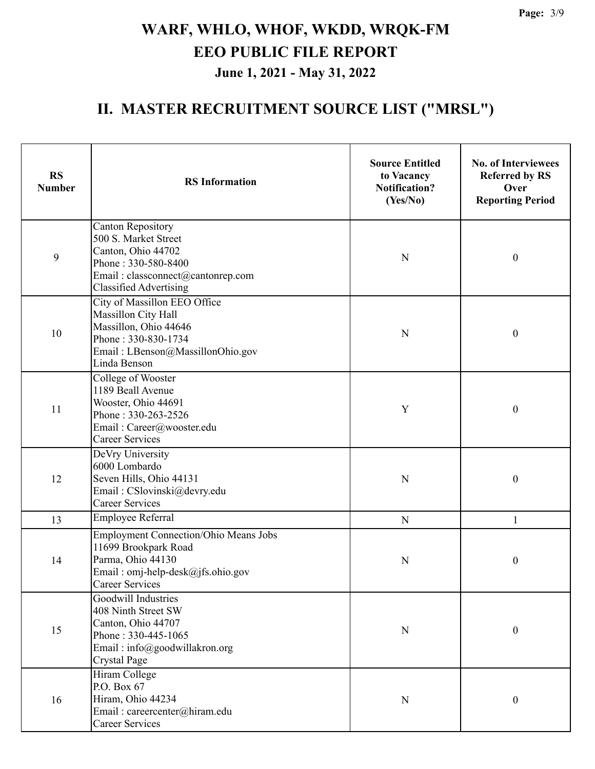# WARF, WHLO, WHOF, WKDD, WRQK-FM
# EEO PUBLIC FILE REPORT
### June 1, 2021 - May 31, 2022

## II. MASTER RECRUITMENT SOURCE LIST ("MRSL")

| RS Number | RS Information | Source Entitled to Vacancy Notification? (Yes/No) | No. of Interviewees Referred by RS Over Reporting Period |
|---|---|---|---|
| 9 | Canton Repository<br>500 S. Market Street<br>Canton, Ohio 44702<br>Phone : 330-580-8400<br>Email : classconnect@cantonrep.com<br>Classified Advertising | N | 0 |
| 10 | City of Massillon EEO Office<br>Massillon City Hall<br>Massillon, Ohio 44646<br>Phone : 330-830-1734<br>Email : LBenson@MassillonOhio.gov<br>Linda Benson | N | 0 |
| 11 | College of Wooster<br>1189 Beall Avenue<br>Wooster, Ohio 44691<br>Phone : 330-263-2526<br>Email : Career@wooster.edu<br>Career Services | Y | 0 |
| 12 | DeVry University<br>6000 Lombardo<br>Seven Hills, Ohio 44131<br>Email : CSlovinski@devry.edu<br>Career Services | N | 0 |
| 13 | Employee Referral | N | 1 |
| 14 | Employment Connection/Ohio Means Jobs<br>11699 Brookpark Road<br>Parma, Ohio 44130<br>Email : omj-help-desk@jfs.ohio.gov<br>Career Services | N | 0 |
| 15 | Goodwill Industries<br>408 Ninth Street SW<br>Canton, Ohio 44707<br>Phone : 330-445-1065<br>Email : info@goodwillakron.org<br>Crystal Page | N | 0 |
| 16 | Hiram College<br>P.O. Box 67<br>Hiram, Ohio 44234<br>Email : careercenter@hiram.edu<br>Career Services | N | 0 |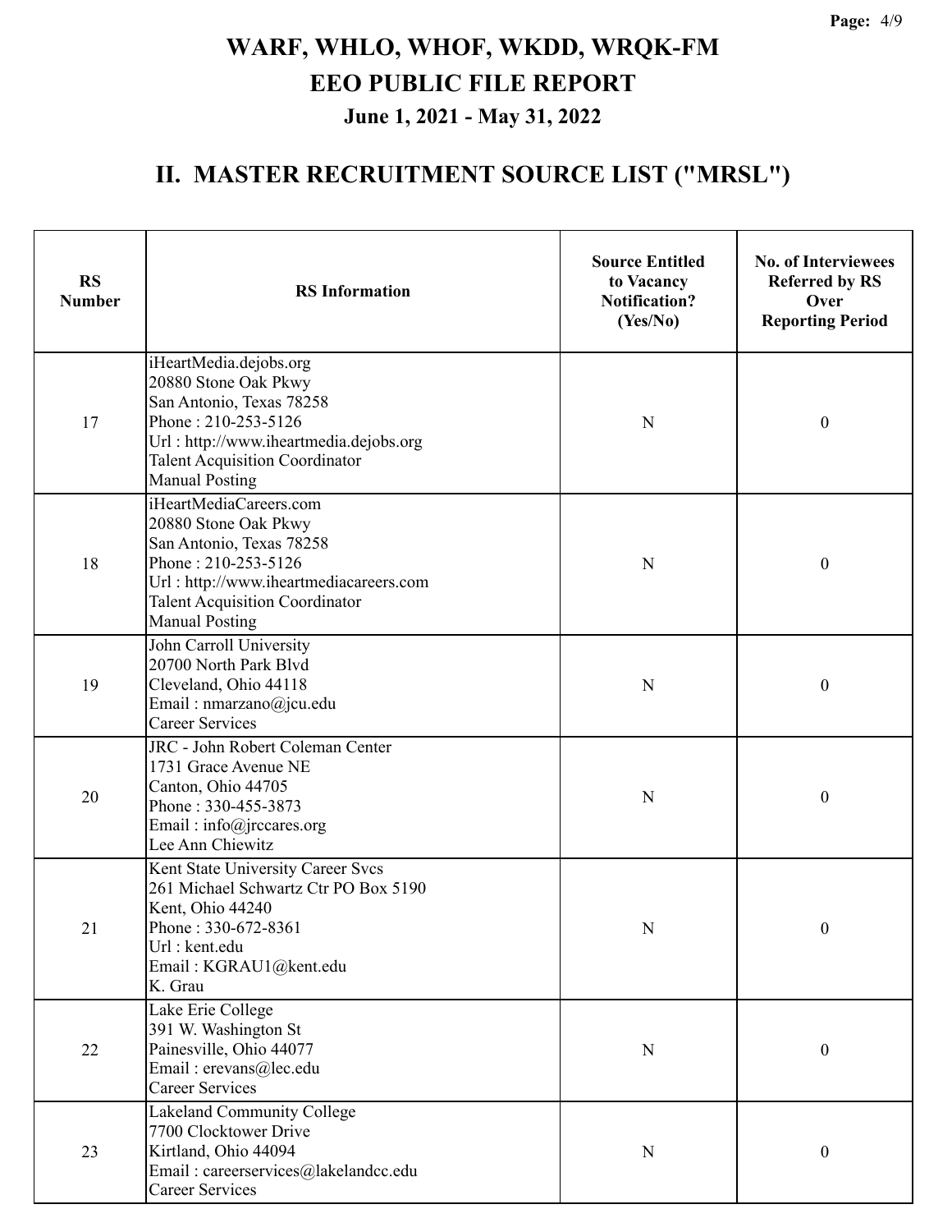# WARF, WHLO, WHOF, WKDD, WRQK-FM
# EEO PUBLIC FILE REPORT
## June 1, 2021 - May 31, 2022

## II. MASTER RECRUITMENT SOURCE LIST ("MRSL")

| RS Number | RS Information | Source Entitled to Vacancy Notification? (Yes/No) | No. of Interviewees Referred by RS Over Reporting Period |
|---|---|---|---|
| 17 | iHeartMedia.dejobs.org<br>20880 Stone Oak Pkwy<br>San Antonio, Texas 78258<br>Phone : 210-253-5126<br>Url : http://www.iheartmedia.dejobs.org<br>Talent Acquisition Coordinator<br>Manual Posting | N | 0 |
| 18 | iHeartMediaCareers.com<br>20880 Stone Oak Pkwy<br>San Antonio, Texas 78258<br>Phone : 210-253-5126<br>Url : http://www.iheartmediacareers.com<br>Talent Acquisition Coordinator<br>Manual Posting | N | 0 |
| 19 | John Carroll University<br>20700 North Park Blvd<br>Cleveland, Ohio 44118<br>Email : nmarzano@jcu.edu<br>Career Services | N | 0 |
| 20 | JRC - John Robert Coleman Center<br>1731 Grace Avenue NE<br>Canton, Ohio 44705<br>Phone : 330-455-3873<br>Email : info@jrccares.org<br>Lee Ann Chiewitz | N | 0 |
| 21 | Kent State University Career Svcs<br>261 Michael Schwartz Ctr PO Box 5190<br>Kent, Ohio 44240<br>Phone : 330-672-8361<br>Url : kent.edu<br>Email : KGRAU1@kent.edu<br>K. Grau | N | 0 |
| 22 | Lake Erie College<br>391 W. Washington St<br>Painesville, Ohio 44077<br>Email : erevans@lec.edu<br>Career Services | N | 0 |
| 23 | Lakeland Community College<br>7700 Clocktower Drive<br>Kirtland, Ohio 44094<br>Email : careerservices@lakelandcc.edu<br>Career Services | N | 0 |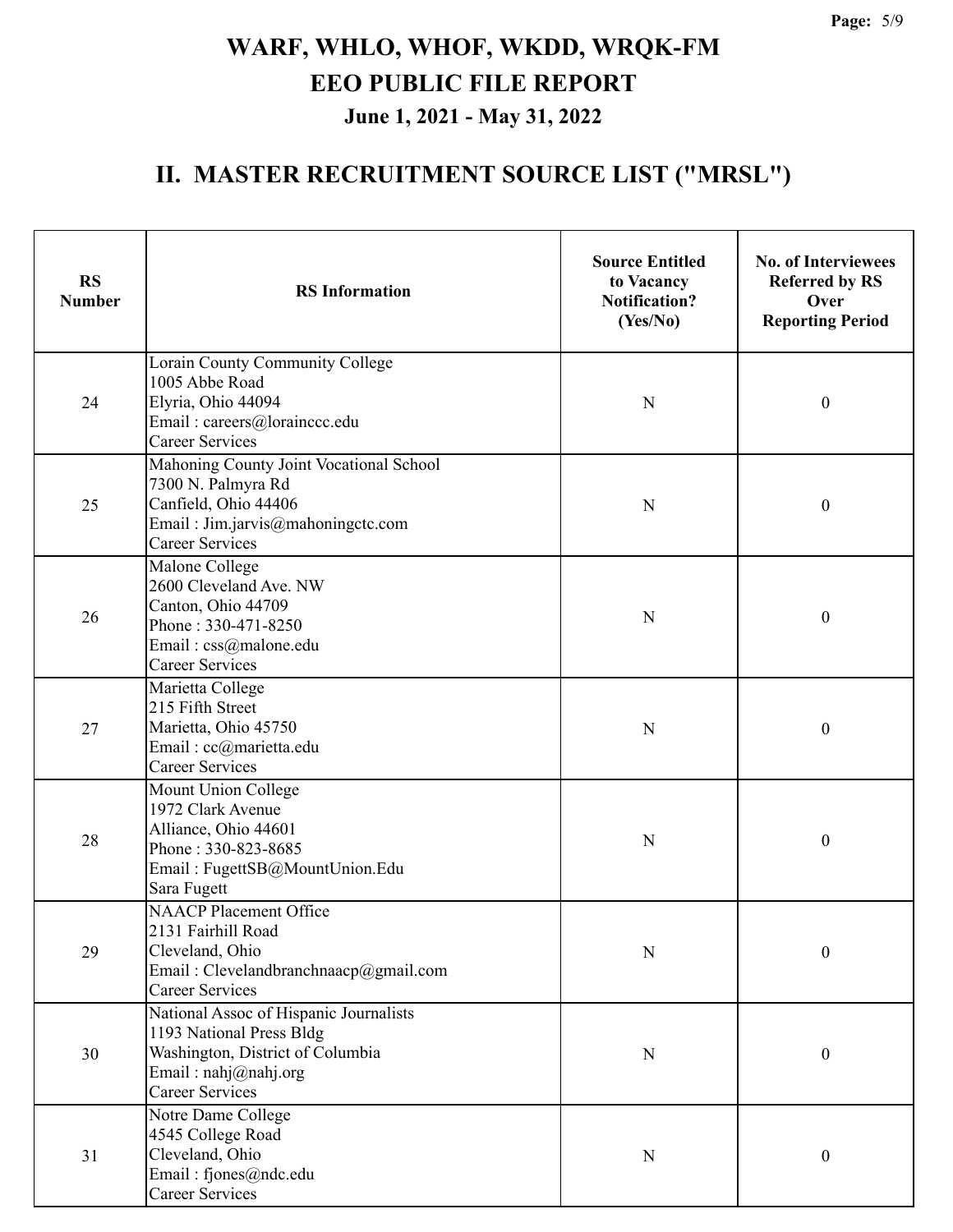# WARF, WHLO, WHOF, WKDD, WRQK-FM
# EEO PUBLIC FILE REPORT
### June 1, 2021 - May 31, 2022

## II. MASTER RECRUITMENT SOURCE LIST ("MRSL")

| RS Number | RS Information | Source Entitled to Vacancy Notification? (Yes/No) | No. of Interviewees Referred by RS Over Reporting Period |
|---|---|---|---|
| 24 | Lorain County Community College<br>1005 Abbe Road<br>Elyria, Ohio 44094<br>Email : careers@lorainccc.edu<br>Career Services | N | 0 |
| 25 | Mahoning County Joint Vocational School<br>7300 N. Palmyra Rd<br>Canfield, Ohio 44406<br>Email : Jim.jarvis@mahoningctc.com<br>Career Services | N | 0 |
| 26 | Malone College<br>2600 Cleveland Ave. NW<br>Canton, Ohio 44709<br>Phone : 330-471-8250<br>Email : css@malone.edu<br>Career Services | N | 0 |
| 27 | Marietta College<br>215 Fifth Street<br>Marietta, Ohio 45750<br>Email : cc@marietta.edu<br>Career Services | N | 0 |
| 28 | Mount Union College<br>1972 Clark Avenue<br>Alliance, Ohio 44601<br>Phone : 330-823-8685<br>Email : FugettSB@MountUnion.Edu<br>Sara Fugett | N | 0 |
| 29 | NAACP Placement Office<br>2131 Fairhill Road<br>Cleveland, Ohio<br>Email : Clevelandbranchnaacp@gmail.com<br>Career Services | N | 0 |
| 30 | National Assoc of Hispanic Journalists<br>1193 National Press Bldg<br>Washington, District of Columbia<br>Email : nahj@nahj.org<br>Career Services | N | 0 |
| 31 | Notre Dame College<br>4545 College Road<br>Cleveland, Ohio<br>Email : fjones@ndc.edu<br>Career Services | N | 0 |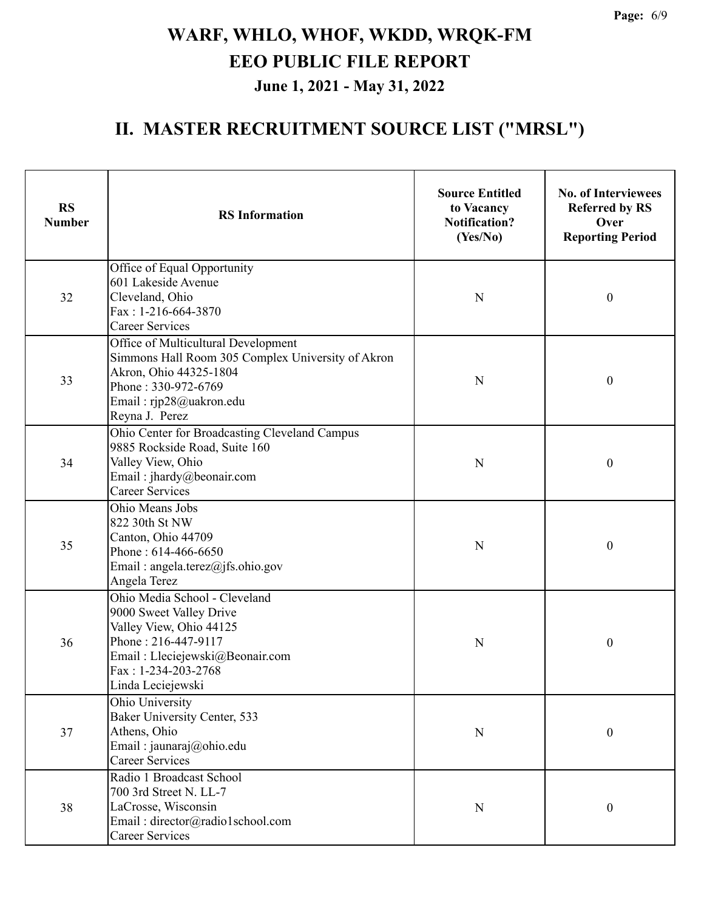# WARF, WHLO, WHOF, WKDD, WRQK-FM

## EEO PUBLIC FILE REPORT

### June 1, 2021 - May 31, 2022

## II. MASTER RECRUITMENT SOURCE LIST ("MRSL")

| RS Number | RS Information | Source Entitled to Vacancy Notification? (Yes/No) | No. of Interviewees Referred by RS Over Reporting Period |
|---|---|---|---|
| 32 | Office of Equal Opportunity<br>601 Lakeside Avenue<br>Cleveland, Ohio<br>Fax : 1-216-664-3870<br>Career Services | N | 0 |
| 33 | Office of Multicultural Development<br>Simmons Hall Room 305 Complex University of Akron<br>Akron, Ohio 44325-1804<br>Phone : 330-972-6769<br>Email : rjp28@uakron.edu<br>Reyna J. Perez | N | 0 |
| 34 | Ohio Center for Broadcasting Cleveland Campus<br>9885 Rockside Road, Suite 160<br>Valley View, Ohio<br>Email : jhardy@beonair.com<br>Career Services | N | 0 |
| 35 | Ohio Means Jobs<br>822 30th St NW<br>Canton, Ohio 44709<br>Phone : 614-466-6650<br>Email : angela.terez@jfs.ohio.gov<br>Angela Terez | N | 0 |
| 36 | Ohio Media School - Cleveland<br>9000 Sweet Valley Drive<br>Valley View, Ohio 44125<br>Phone : 216-447-9117<br>Email : Lleciejewski@Beonair.com<br>Fax : 1-234-203-2768<br>Linda Leciejewski | N | 0 |
| 37 | Ohio University<br>Baker University Center, 533<br>Athens, Ohio<br>Email : jaunaraj@ohio.edu<br>Career Services | N | 0 |
| 38 | Radio 1 Broadcast School<br>700 3rd Street N. LL-7<br>LaCrosse, Wisconsin<br>Email : director@radio1school.com<br>Career Services | N | 0 |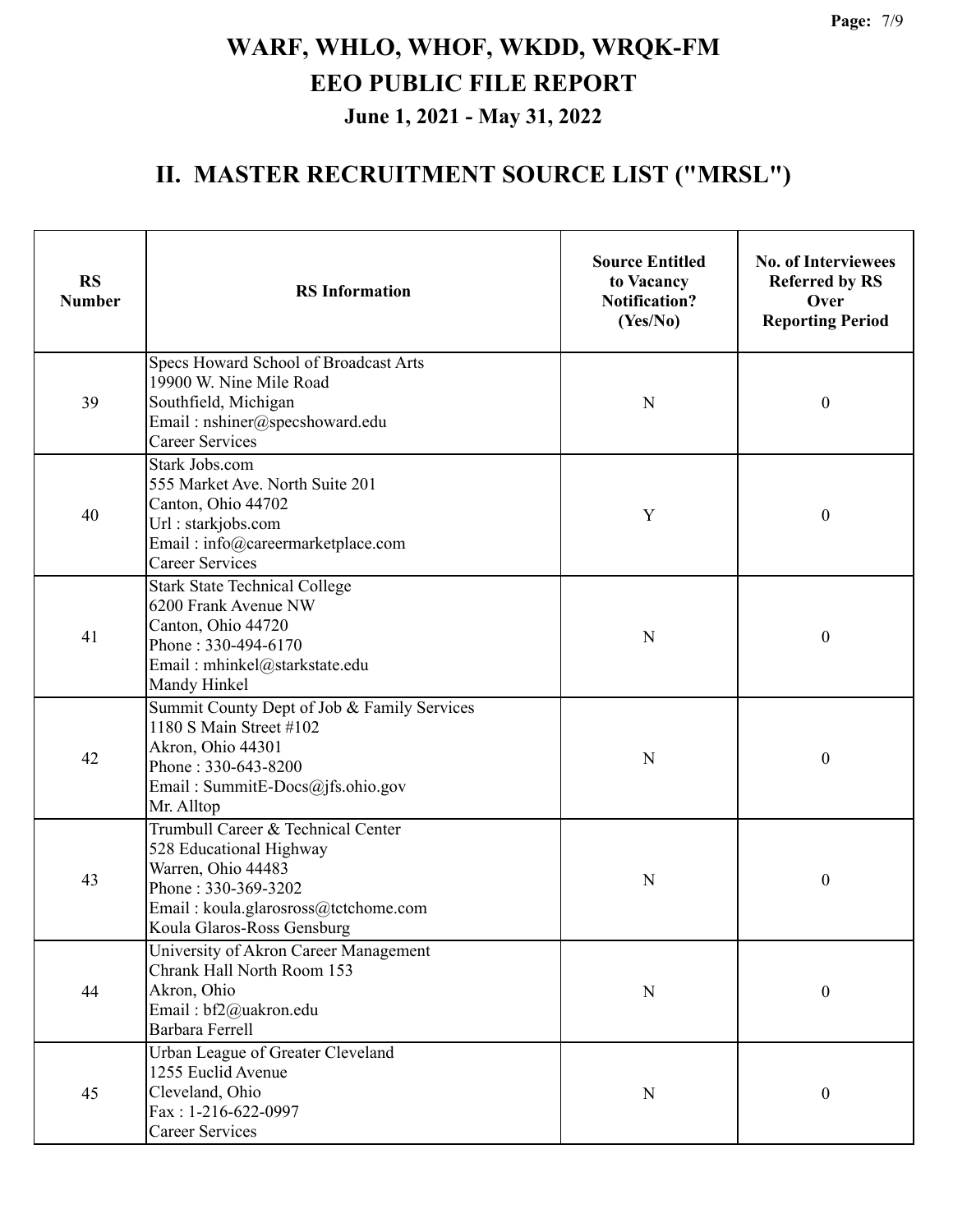# WARF, WHLO, WHOF, WKDD, WRQK-FM
# EEO PUBLIC FILE REPORT
### June 1, 2021 - May 31, 2022

## II. MASTER RECRUITMENT SOURCE LIST ("MRSL")

| RS Number | RS Information | Source Entitled to Vacancy Notification? (Yes/No) | No. of Interviewees Referred by RS Over Reporting Period |
|---|---|---|---|
| 39 | Specs Howard School of Broadcast Arts<br>19900 W. Nine Mile Road<br>Southfield, Michigan<br>Email : nshiner@specshoward.edu<br>Career Services | N | 0 |
| 40 | Stark Jobs.com<br>555 Market Ave. North Suite 201<br>Canton, Ohio 44702<br>Url : starkjobs.com<br>Email : info@careermarketplace.com<br>Career Services | Y | 0 |
| 41 | Stark State Technical College<br>6200 Frank Avenue NW<br>Canton, Ohio 44720<br>Phone : 330-494-6170<br>Email : mhinkel@starkstate.edu<br>Mandy Hinkel | N | 0 |
| 42 | Summit County Dept of Job & Family Services<br>1180 S Main Street #102<br>Akron, Ohio 44301<br>Phone : 330-643-8200<br>Email : SummitE-Docs@jfs.ohio.gov<br>Mr. Alltop | N | 0 |
| 43 | Trumbull Career & Technical Center<br>528 Educational Highway<br>Warren, Ohio 44483<br>Phone : 330-369-3202<br>Email : koula.glarosross@tctchome.com<br>Koula Glaros-Ross Gensburg | N | 0 |
| 44 | University of Akron Career Management<br>Chrank Hall North Room 153<br>Akron, Ohio<br>Email : bf2@uakron.edu<br>Barbara Ferrell | N | 0 |
| 45 | Urban League of Greater Cleveland<br>1255 Euclid Avenue<br>Cleveland, Ohio<br>Fax : 1-216-622-0997<br>Career Services | N | 0 |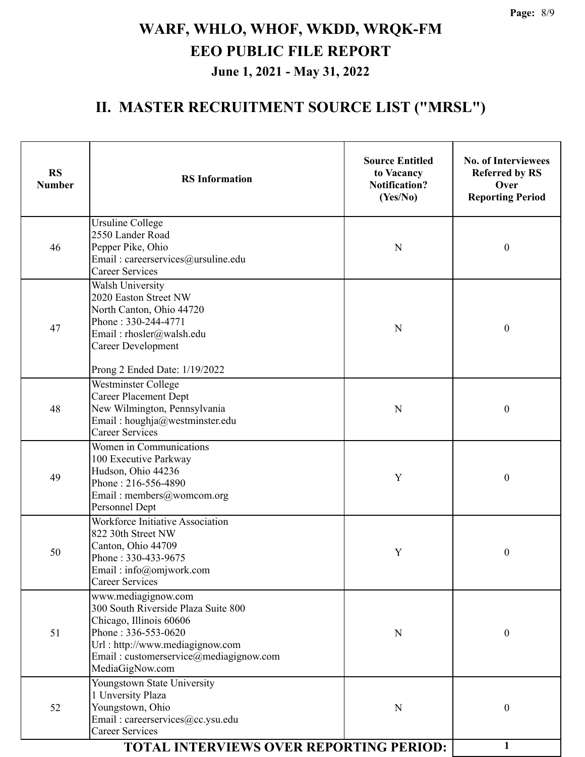# WARF, WHLO, WHOF, WKDD, WRQK-FM

# EEO PUBLIC FILE REPORT

### June 1, 2021 - May 31, 2022

## II. MASTER RECRUITMENT SOURCE LIST ("MRSL")

| RS Number | RS Information | Source Entitled to Vacancy Notification? (Yes/No) | No. of Interviewees Referred by RS Over Reporting Period |
|---|---|---|---|
| 46 | Ursuline College<br>2550 Lander Road<br>Pepper Pike, Ohio<br>Email : careerservices@ursuline.edu<br>Career Services | N | 0 |
| 47 | Walsh University<br>2020 Easton Street NW<br>North Canton, Ohio 44720<br>Phone : 330-244-4771<br>Email : rhosler@walsh.edu<br>Career Development<br><br>Prong 2 Ended Date: 1/19/2022 | N | 0 |
| 48 | Westminster College<br>Career Placement Dept<br>New Wilmington, Pennsylvania<br>Email : houghja@westminster.edu<br>Career Services | N | 0 |
| 49 | Women in Communications<br>100 Executive Parkway<br>Hudson, Ohio 44236<br>Phone : 216-556-4890<br>Email : members@womcom.org<br>Personnel Dept | Y | 0 |
| 50 | Workforce Initiative Association<br>822 30th Street NW<br>Canton, Ohio 44709<br>Phone : 330-433-9675<br>Email : info@omjwork.com<br>Career Services | Y | 0 |
| 51 | www.mediagignow.com<br>300 South Riverside Plaza Suite 800<br>Chicago, Illinois 60606<br>Phone : 336-553-0620<br>Url : http://www.mediagignow.com<br>Email : customerservice@mediagignow.com<br>MediaGigNow.com | N | 0 |
| 52 | Youngstown State University<br>1 Unversity Plaza<br>Youngstown, Ohio<br>Email : careerservices@cc.ysu.edu<br>Career Services | N | 0 |
| | **TOTAL INTERVIEWS OVER REPORTING PERIOD:** | | **1** |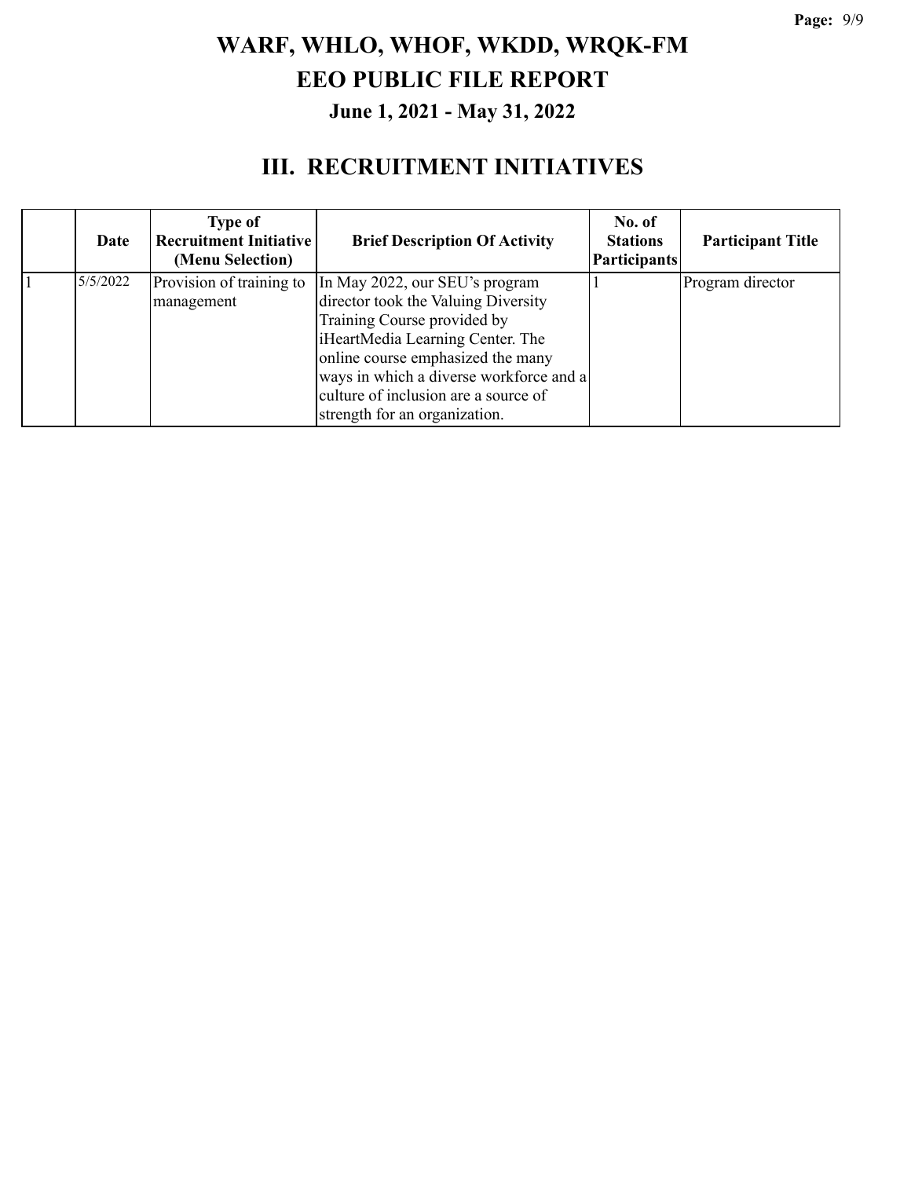# WARF, WHLO, WHOF, WKDD, WRQK-FM
# EEO PUBLIC FILE REPORT
### June 1, 2021 - May 31, 2022

## III. RECRUITMENT INITIATIVES

| | Date | Type of Recruitment Initiative (Menu Selection) | Brief Description Of Activity | No. of Stations Participants | Participant Title |
|---|---|---|---|---|---|
| 1 | 5/5/2022 | Provision of training to management | In May 2022, our SEU's program director took the Valuing Diversity Training Course provided by iHeartMedia Learning Center. The online course emphasized the many ways in which a diverse workforce and a culture of inclusion are a source of strength for an organization. | 1 | Program director |